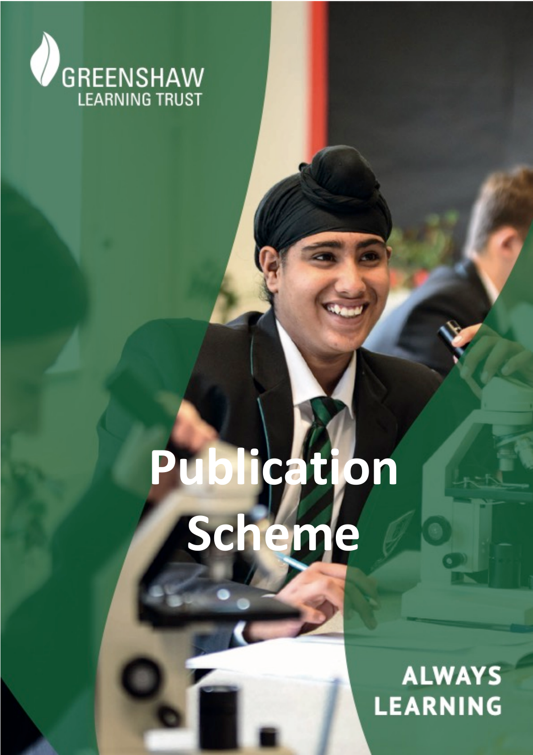GREENSHAW
LEARNING TRUST

# Publication Scheme

ALWAYS
LEARNING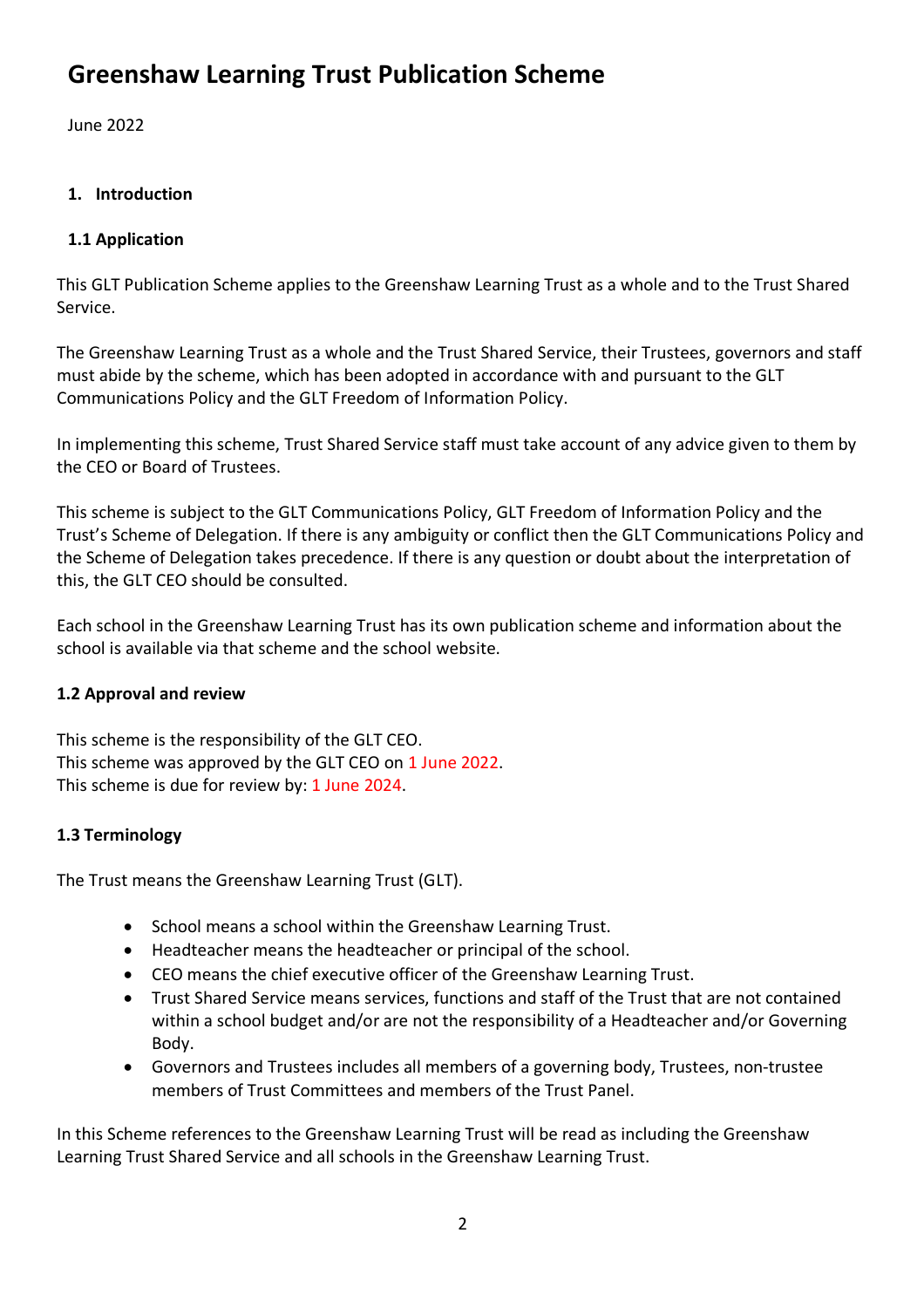# Greenshaw Learning Trust Publication Scheme

June 2022

## 1. Introduction

### 1.1 Application

This GLT Publication Scheme applies to the Greenshaw Learning Trust as a whole and to the Trust Shared Service.

The Greenshaw Learning Trust as a whole and the Trust Shared Service, their Trustees, governors and staff must abide by the scheme, which has been adopted in accordance with and pursuant to the GLT Communications Policy and the GLT Freedom of Information Policy.

In implementing this scheme, Trust Shared Service staff must take account of any advice given to them by the CEO or Board of Trustees.

This scheme is subject to the GLT Communications Policy, GLT Freedom of Information Policy and the Trust's Scheme of Delegation. If there is any ambiguity or conflict then the GLT Communications Policy and the Scheme of Delegation takes precedence. If there is any question or doubt about the interpretation of this, the GLT CEO should be consulted.

Each school in the Greenshaw Learning Trust has its own publication scheme and information about the school is available via that scheme and the school website.

### 1.2 Approval and review

This scheme is the responsibility of the GLT CEO.
This scheme was approved by the GLT CEO on 1 June 2022.
This scheme is due for review by: 1 June 2024.

### 1.3 Terminology

The Trust means the Greenshaw Learning Trust (GLT).

- School means a school within the Greenshaw Learning Trust.
- Headteacher means the headteacher or principal of the school.
- CEO means the chief executive officer of the Greenshaw Learning Trust.
- Trust Shared Service means services, functions and staff of the Trust that are not contained within a school budget and/or are not the responsibility of a Headteacher and/or Governing Body.
- Governors and Trustees includes all members of a governing body, Trustees, non-trustee members of Trust Committees and members of the Trust Panel.

In this Scheme references to the Greenshaw Learning Trust will be read as including the Greenshaw Learning Trust Shared Service and all schools in the Greenshaw Learning Trust.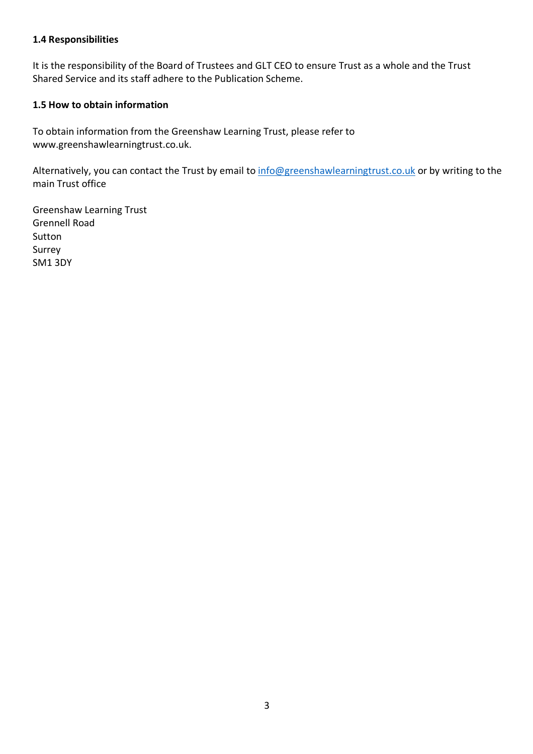### 1.4 Responsibilities

It is the responsibility of the Board of Trustees and GLT CEO to ensure Trust as a whole and the Trust Shared Service and its staff adhere to the Publication Scheme.

### 1.5 How to obtain information

To obtain information from the Greenshaw Learning Trust, please refer to www.greenshawlearningtrust.co.uk.

Alternatively, you can contact the Trust by email to info@greenshawlearningtrust.co.uk or by writing to the main Trust office

Greenshaw Learning Trust  
Grennell Road  
Sutton  
Surrey  
SM1 3DY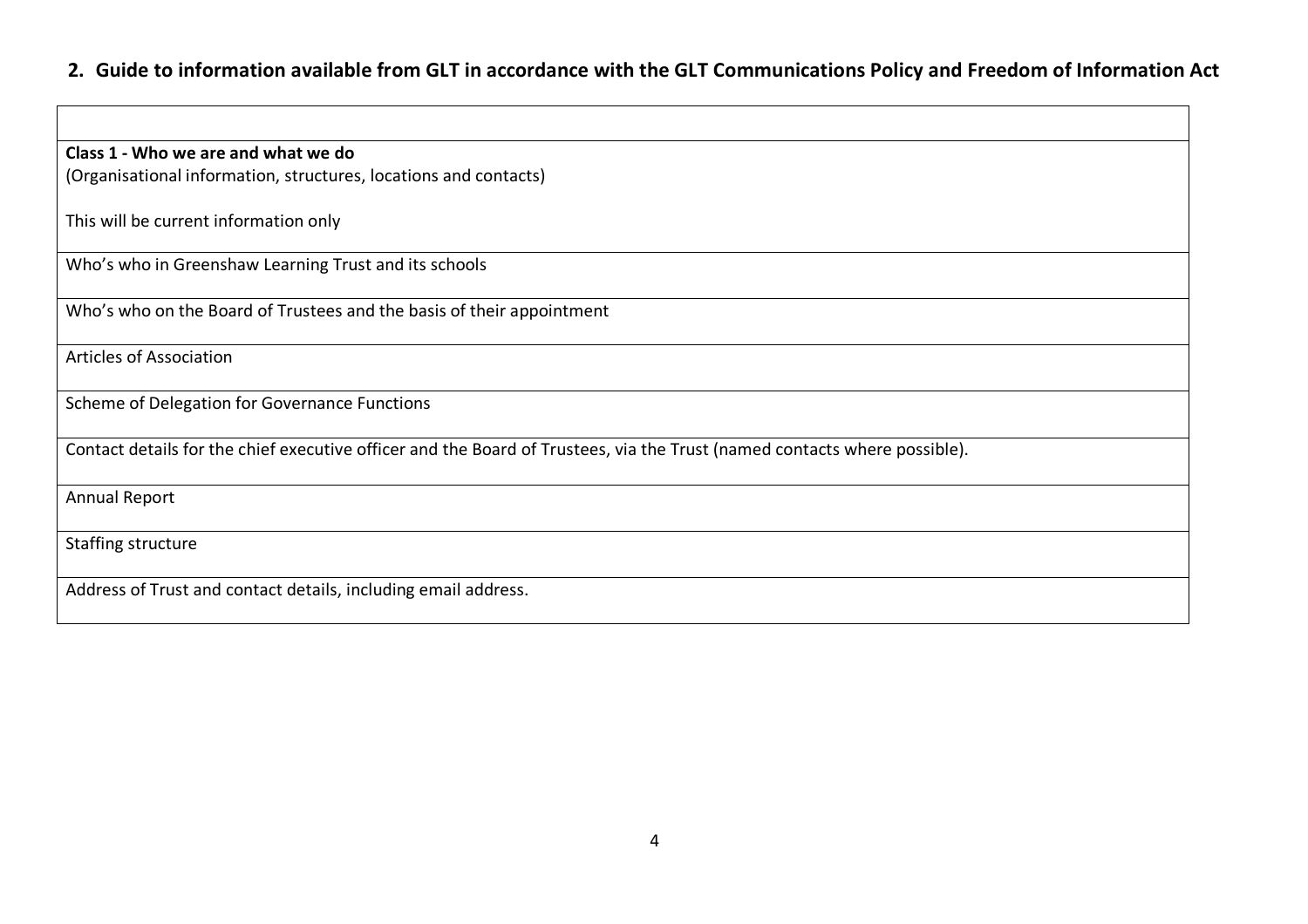## 2. Guide to information available from GLT in accordance with the GLT Communications Policy and Freedom of Information Act

| |
|---|
| **Class 1 - Who we are and what we do**<br>(Organisational information, structures, locations and contacts)<br><br>This will be current information only |
| Who's who in Greenshaw Learning Trust and its schools |
| Who's who on the Board of Trustees and the basis of their appointment |
| Articles of Association |
| Scheme of Delegation for Governance Functions |
| Contact details for the chief executive officer and the Board of Trustees, via the Trust (named contacts where possible). |
| Annual Report |
| Staffing structure |
| Address of Trust and contact details, including email address. |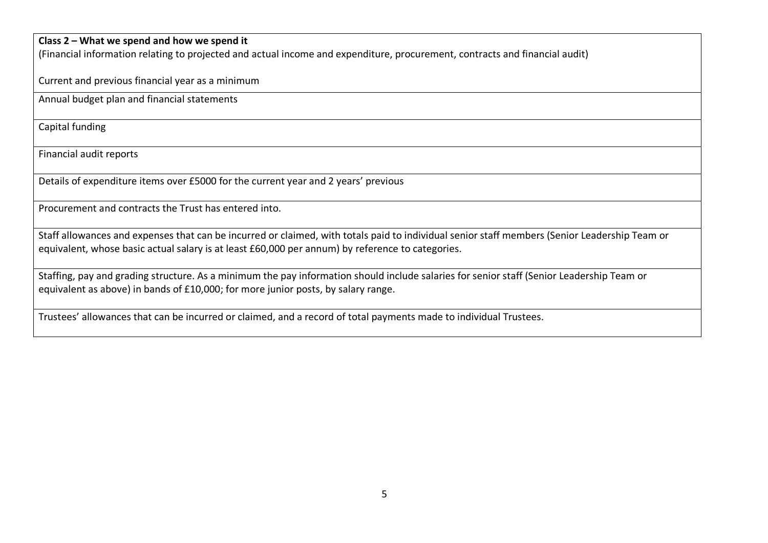| |
|---|
| **Class 2 – What we spend and how we spend it**<br>(Financial information relating to projected and actual income and expenditure, procurement, contracts and financial audit)<br><br>Current and previous financial year as a minimum |
| Annual budget plan and financial statements |
| Capital funding |
| Financial audit reports |
| Details of expenditure items over £5000 for the current year and 2 years' previous |
| Procurement and contracts the Trust has entered into. |
| Staff allowances and expenses that can be incurred or claimed, with totals paid to individual senior staff members (Senior Leadership Team or equivalent, whose basic actual salary is at least £60,000 per annum) by reference to categories. |
| Staffing, pay and grading structure. As a minimum the pay information should include salaries for senior staff (Senior Leadership Team or equivalent as above) in bands of £10,000; for more junior posts, by salary range. |
| Trustees' allowances that can be incurred or claimed, and a record of total payments made to individual Trustees. |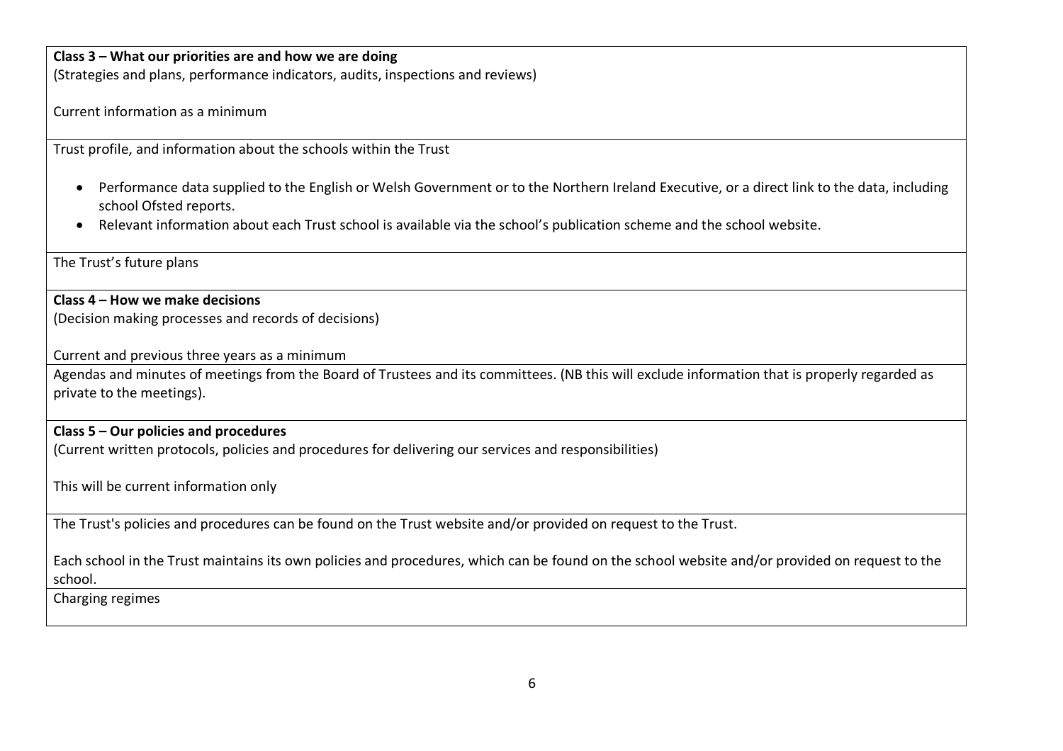| |
|---|
| **Class 3 – What our priorities are and how we are doing**<br>(Strategies and plans, performance indicators, audits, inspections and reviews)<br><br>Current information as a minimum |
| Trust profile, and information about the schools within the Trust<br><br>• Performance data supplied to the English or Welsh Government or to the Northern Ireland Executive, or a direct link to the data, including school Ofsted reports.<br>• Relevant information about each Trust school is available via the school's publication scheme and the school website. |
| The Trust's future plans |
| **Class 4 – How we make decisions**<br>(Decision making processes and records of decisions)<br><br>Current and previous three years as a minimum |
| Agendas and minutes of meetings from the Board of Trustees and its committees. (NB this will exclude information that is properly regarded as private to the meetings). |
| **Class 5 – Our policies and procedures**<br>(Current written protocols, policies and procedures for delivering our services and responsibilities)<br><br>This will be current information only |
| The Trust's policies and procedures can be found on the Trust website and/or provided on request to the Trust.<br><br>Each school in the Trust maintains its own policies and procedures, which can be found on the school website and/or provided on request to the school. |
| Charging regimes |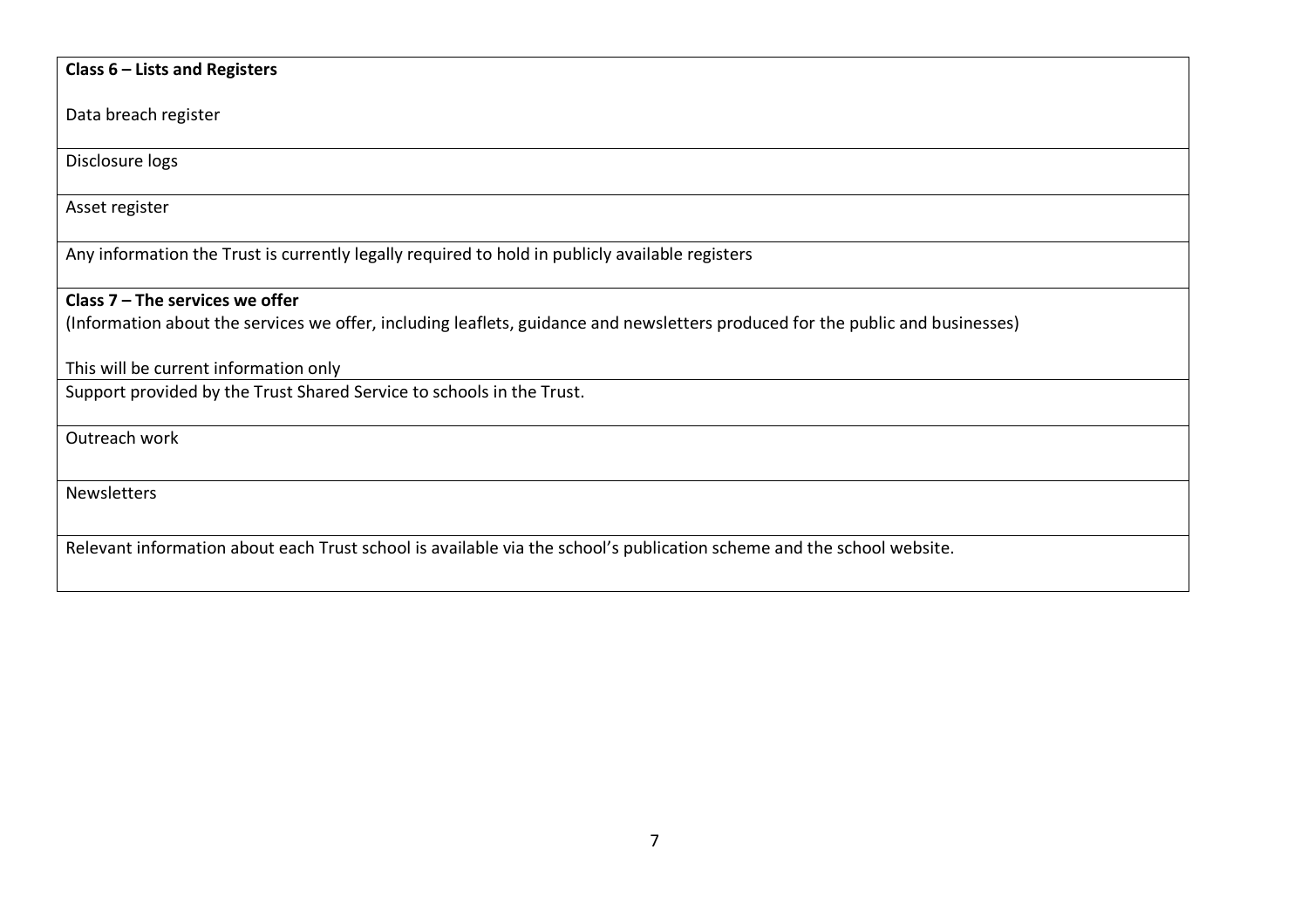| |
|---|
| **Class 6 – Lists and Registers**<br><br>Data breach register |
| Disclosure logs |
| Asset register |
| Any information the Trust is currently legally required to hold in publicly available registers |
| **Class 7 – The services we offer**<br>(Information about the services we offer, including leaflets, guidance and newsletters produced for the public and businesses)<br><br>This will be current information only |
| Support provided by the Trust Shared Service to schools in the Trust. |
| Outreach work |
| Newsletters |
| Relevant information about each Trust school is available via the school's publication scheme and the school website. |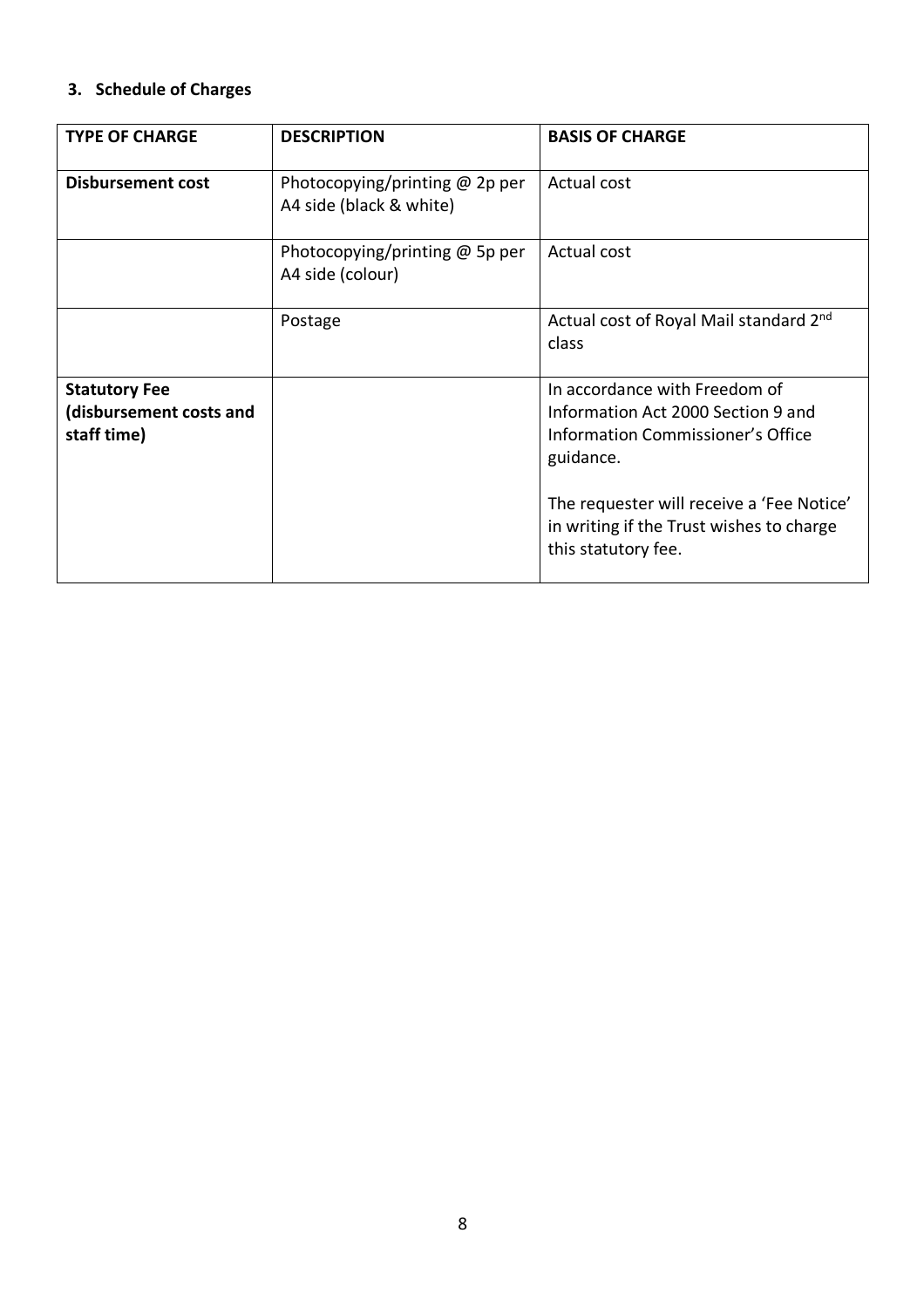### 3. Schedule of Charges

| TYPE OF CHARGE | DESCRIPTION | BASIS OF CHARGE |
|---|---|---|
| **Disbursement cost** | Photocopying/printing @ 2p per A4 side (black & white) | Actual cost |
| | Photocopying/printing @ 5p per A4 side (colour) | Actual cost |
| | Postage | Actual cost of Royal Mail standard 2nd class |
| **Statutory Fee (disbursement costs and staff time)** | | In accordance with Freedom of Information Act 2000 Section 9 and Information Commissioner's Office guidance.<br><br>The requester will receive a 'Fee Notice' in writing if the Trust wishes to charge this statutory fee. |